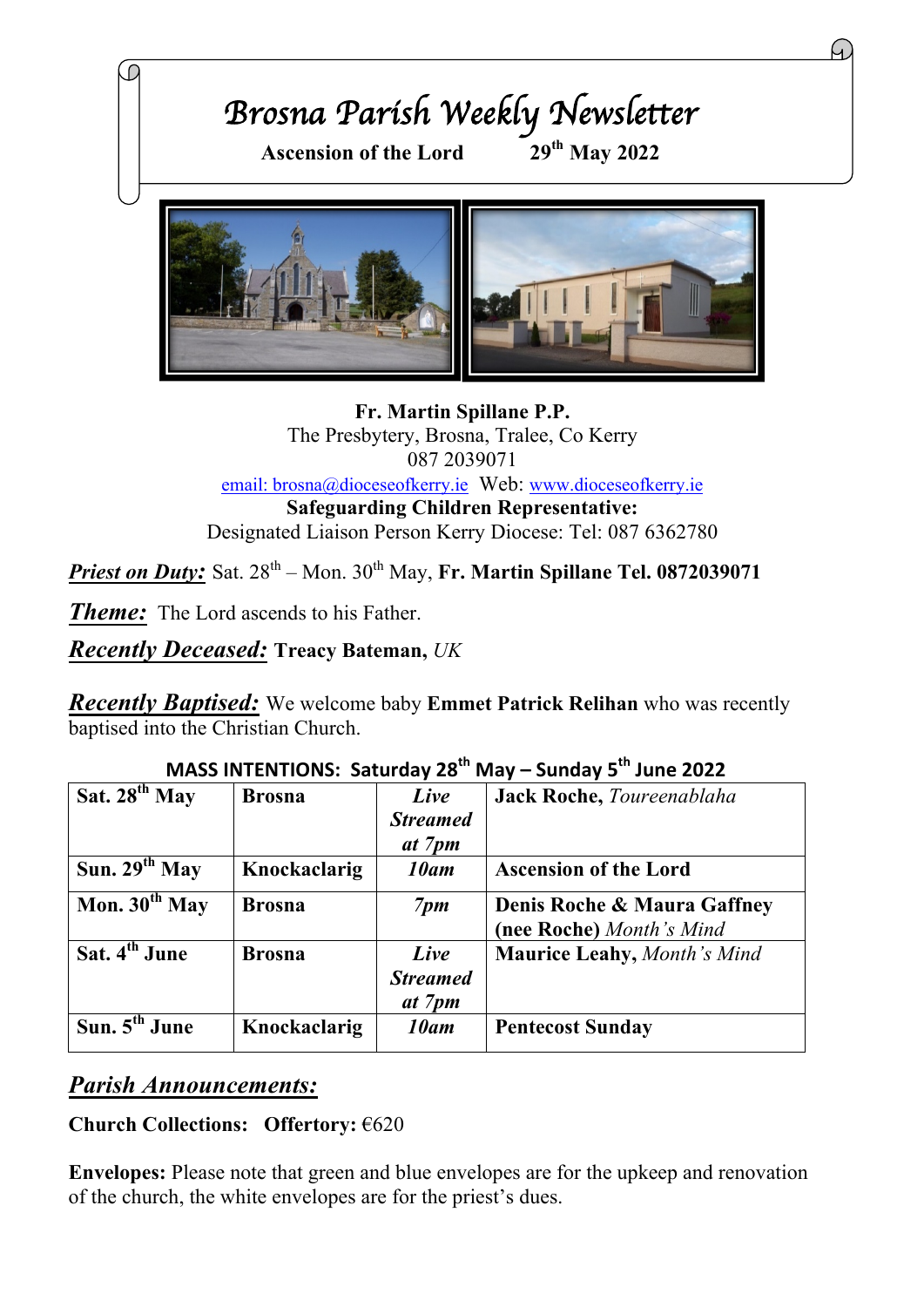# Brosna Parish Weekly Newsletter

**Ascension of the Lord** **29th May 2022**

**Fr. Martin Spillane P.P.**
The Presbytery, Brosna, Tralee, Co Kerry
087 2039071
email: brosna@dioceseofkerry.ie Web: www.dioceseofkerry.ie
**Safeguarding Children Representative:**
Designated Liaison Person Kerry Diocese: Tel: 087 6362780

***Priest on Duty:*** Sat. 28th – Mon. 30th May, **Fr. Martin Spillane Tel. 0872039071**

***Theme:*** The Lord ascends to his Father.

***Recently Deceased:*** **Treacy Bateman,** *UK*

***Recently Baptised:*** We welcome baby **Emmet Patrick Relihan** who was recently baptised into the Christian Church.

**MASS INTENTIONS: Saturday 28th May – Sunday 5th June 2022**

| | | | |
|---|---|---|---|
| **Sat. 28th May** | **Brosna** | ***Live Streamed at 7pm*** | **Jack Roche,** *Toureenablaha* |
| **Sun. 29th May** | **Knockaclarig** | ***10am*** | **Ascension of the Lord** |
| **Mon. 30th May** | **Brosna** | ***7pm*** | **Denis Roche & Maura Gaffney (nee Roche)** *Month's Mind* |
| **Sat. 4th June** | **Brosna** | ***Live Streamed at 7pm*** | **Maurice Leahy,** *Month's Mind* |
| **Sun. 5th June** | **Knockaclarig** | ***10am*** | **Pentecost Sunday** |

## *Parish Announcements:*

**Church Collections:** **Offertory:** €620

**Envelopes:** Please note that green and blue envelopes are for the upkeep and renovation of the church, the white envelopes are for the priest's dues.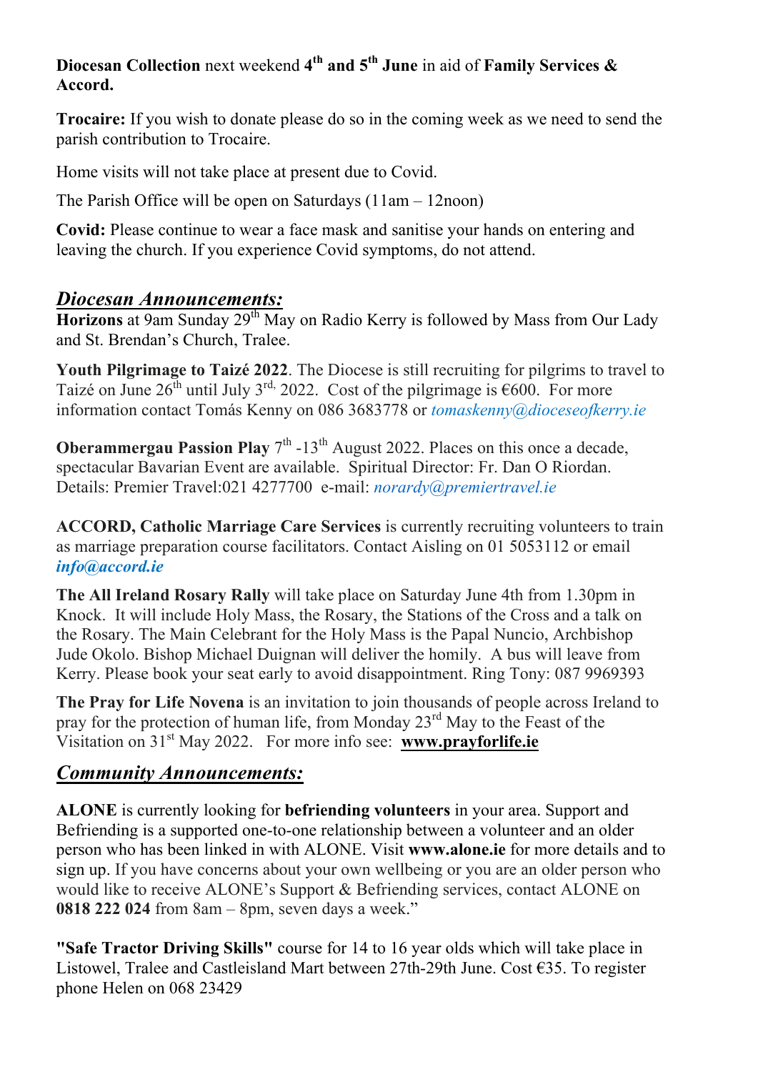**Diocesan Collection** next weekend **4th and 5th June** in aid of **Family Services & Accord.**

**Trocaire:** If you wish to donate please do so in the coming week as we need to send the parish contribution to Trocaire.

Home visits will not take place at present due to Covid.

The Parish Office will be open on Saturdays (11am – 12noon)

**Covid:** Please continue to wear a face mask and sanitise your hands on entering and leaving the church. If you experience Covid symptoms, do not attend.

## ***Diocesan Announcements:***

**Horizons** at 9am Sunday 29th May on Radio Kerry is followed by Mass from Our Lady and St. Brendan's Church, Tralee.

**Youth Pilgrimage to Taizé 2022**. The Diocese is still recruiting for pilgrims to travel to Taizé on June 26th until July 3rd, 2022. Cost of the pilgrimage is €600. For more information contact Tomás Kenny on 086 3683778 or *tomaskenny@dioceseofkerry.ie*

**Oberammergau Passion Play** 7th -13th August 2022. Places on this once a decade, spectacular Bavarian Event are available. Spiritual Director: Fr. Dan O Riordan. Details: Premier Travel:021 4277700 e-mail: *norardy@premiertravel.ie*

**ACCORD, Catholic Marriage Care Services** is currently recruiting volunteers to train as marriage preparation course facilitators. Contact Aisling on 01 5053112 or email ***info@accord.ie***

**The All Ireland Rosary Rally** will take place on Saturday June 4th from 1.30pm in Knock. It will include Holy Mass, the Rosary, the Stations of the Cross and a talk on the Rosary. The Main Celebrant for the Holy Mass is the Papal Nuncio, Archbishop Jude Okolo. Bishop Michael Duignan will deliver the homily. A bus will leave from Kerry. Please book your seat early to avoid disappointment. Ring Tony: 087 9969393

**The Pray for Life Novena** is an invitation to join thousands of people across Ireland to pray for the protection of human life, from Monday 23rd May to the Feast of the Visitation on 31st May 2022. For more info see: **www.prayforlife.ie**

## ***Community Announcements:***

**ALONE** is currently looking for **befriending volunteers** in your area. Support and Befriending is a supported one-to-one relationship between a volunteer and an older person who has been linked in with ALONE. Visit **www.alone.ie** for more details and to sign up. If you have concerns about your own wellbeing or you are an older person who would like to receive ALONE's Support & Befriending services, contact ALONE on **0818 222 024** from 8am – 8pm, seven days a week."

**"Safe Tractor Driving Skills"** course for 14 to 16 year olds which will take place in Listowel, Tralee and Castleisland Mart between 27th-29th June. Cost €35. To register phone Helen on 068 23429